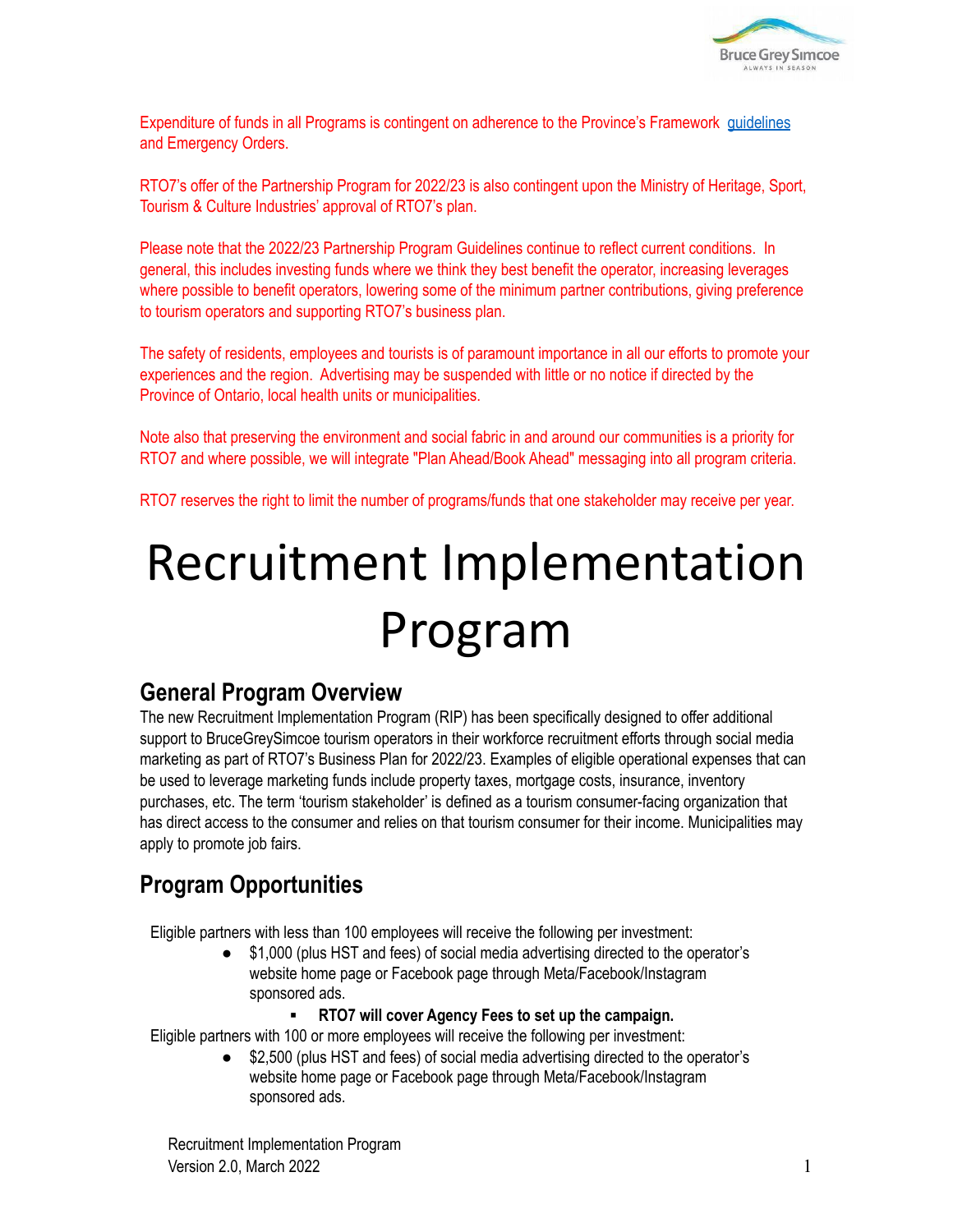Expenditure of funds in all Programs is contingent on adherence to the Province's Framework [guidelines](#) and Emergency Orders.

RTO7's offer of the Partnership Program for 2022/23 is also contingent upon the Ministry of Heritage, Sport, Tourism & Culture Industries' approval of RTO7's plan.

Please note that the 2022/23 Partnership Program Guidelines continue to reflect current conditions. In general, this includes investing funds where we think they best benefit the operator, increasing leverages where possible to benefit operators, lowering some of the minimum partner contributions, giving preference to tourism operators and supporting RTO7's business plan.

The safety of residents, employees and tourists is of paramount importance in all our efforts to promote your experiences and the region. Advertising may be suspended with little or no notice if directed by the Province of Ontario, local health units or municipalities.

Note also that preserving the environment and social fabric in and around our communities is a priority for RTO7 and where possible, we will integrate "Plan Ahead/Book Ahead" messaging into all program criteria.

RTO7 reserves the right to limit the number of programs/funds that one stakeholder may receive per year.

# Recruitment Implementation Program

## General Program Overview

The new Recruitment Implementation Program (RIP) has been specifically designed to offer additional support to BruceGreySimcoe tourism operators in their workforce recruitment efforts through social media marketing as part of RTO7's Business Plan for 2022/23. Examples of eligible operational expenses that can be used to leverage marketing funds include property taxes, mortgage costs, insurance, inventory purchases, etc. The term 'tourism stakeholder' is defined as a tourism consumer-facing organization that has direct access to the consumer and relies on that tourism consumer for their income. Municipalities may apply to promote job fairs.

## Program Opportunities

Eligible partners with less than 100 employees will receive the following per investment:

- $1,000 (plus HST and fees) of social media advertising directed to the operator's website home page or Facebook page through Meta/Facebook/Instagram sponsored ads.
  - **RTO7 will cover Agency Fees to set up the campaign.**

Eligible partners with 100 or more employees will receive the following per investment:

- $2,500 (plus HST and fees) of social media advertising directed to the operator's website home page or Facebook page through Meta/Facebook/Instagram sponsored ads.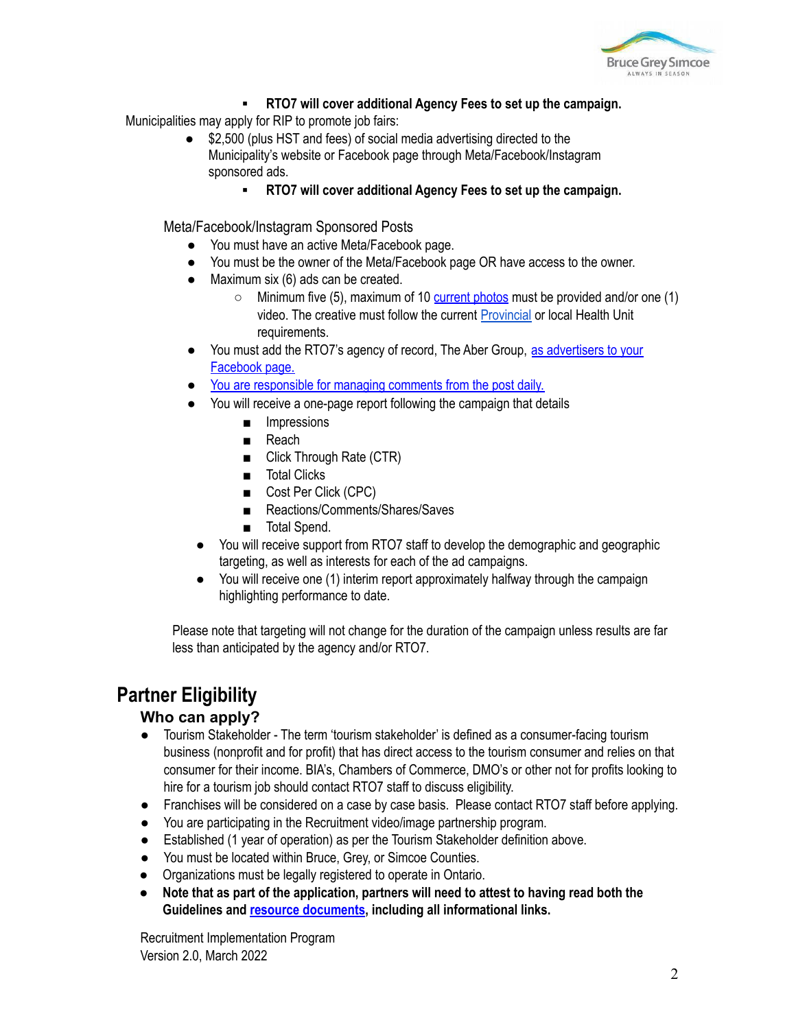- **RTO7 will cover additional Agency Fees to set up the campaign.**

Municipalities may apply for RIP to promote job fairs:

- $2,500 (plus HST and fees) of social media advertising directed to the Municipality's website or Facebook page through Meta/Facebook/Instagram sponsored ads.
    - **RTO7 will cover additional Agency Fees to set up the campaign.**

Meta/Facebook/Instagram Sponsored Posts

- You must have an active Meta/Facebook page.
- You must be the owner of the Meta/Facebook page OR have access to the owner.
- Maximum six (6) ads can be created.
    - Minimum five (5), maximum of 10 current photos must be provided and/or one (1) video. The creative must follow the current Provincial or local Health Unit requirements.
- You must add the RTO7's agency of record, The Aber Group, as advertisers to your Facebook page.
- You are responsible for managing comments from the post daily.
- You will receive a one-page report following the campaign that details
    - Impressions
    - Reach
    - Click Through Rate (CTR)
    - Total Clicks
    - Cost Per Click (CPC)
    - Reactions/Comments/Shares/Saves
    - Total Spend.
- You will receive support from RTO7 staff to develop the demographic and geographic targeting, as well as interests for each of the ad campaigns.
- You will receive one (1) interim report approximately halfway through the campaign highlighting performance to date.

Please note that targeting will not change for the duration of the campaign unless results are far less than anticipated by the agency and/or RTO7.

# Partner Eligibility

## Who can apply?

- Tourism Stakeholder - The term 'tourism stakeholder' is defined as a consumer-facing tourism business (nonprofit and for profit) that has direct access to the tourism consumer and relies on that consumer for their income. BIA's, Chambers of Commerce, DMO's or other not for profits looking to hire for a tourism job should contact RTO7 staff to discuss eligibility.
- Franchises will be considered on a case by case basis. Please contact RTO7 staff before applying.
- You are participating in the Recruitment video/image partnership program.
- Established (1 year of operation) as per the Tourism Stakeholder definition above.
- You must be located within Bruce, Grey, or Simcoe Counties.
- Organizations must be legally registered to operate in Ontario.
- **Note that as part of the application, partners will need to attest to having read both the Guidelines and resource documents, including all informational links.**

Recruitment Implementation Program
Version 2.0, March 2022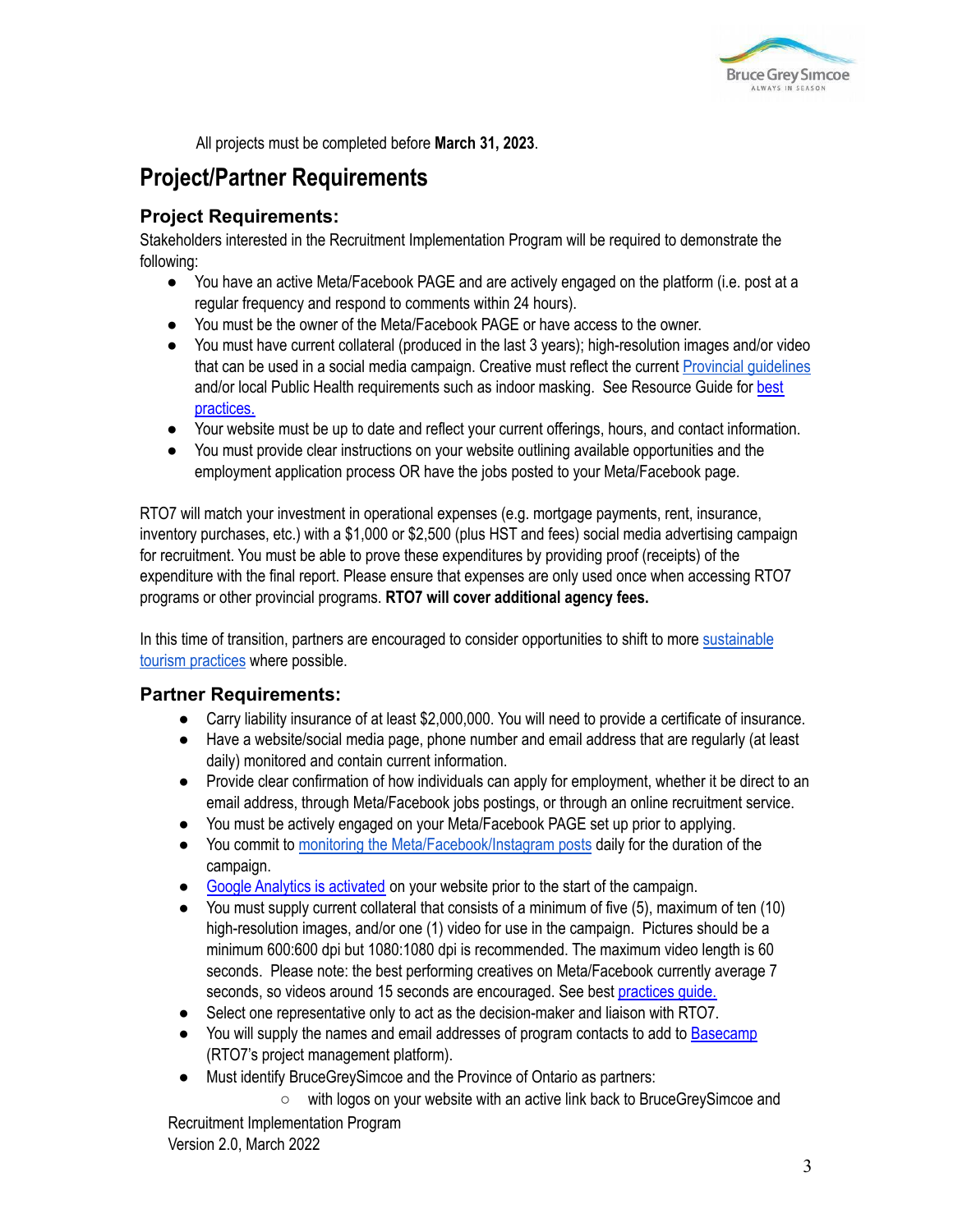All projects must be completed before **March 31, 2023**.

## Project/Partner Requirements

### Project Requirements:

Stakeholders interested in the Recruitment Implementation Program will be required to demonstrate the following:

- You have an active Meta/Facebook PAGE and are actively engaged on the platform (i.e. post at a regular frequency and respond to comments within 24 hours).
- You must be the owner of the Meta/Facebook PAGE or have access to the owner.
- You must have current collateral (produced in the last 3 years); high-resolution images and/or video that can be used in a social media campaign. Creative must reflect the current Provincial guidelines and/or local Public Health requirements such as indoor masking. See Resource Guide for best practices.
- Your website must be up to date and reflect your current offerings, hours, and contact information.
- You must provide clear instructions on your website outlining available opportunities and the employment application process OR have the jobs posted to your Meta/Facebook page.

RTO7 will match your investment in operational expenses (e.g. mortgage payments, rent, insurance, inventory purchases, etc.) with a $1,000 or $2,500 (plus HST and fees) social media advertising campaign for recruitment. You must be able to prove these expenditures by providing proof (receipts) of the expenditure with the final report. Please ensure that expenses are only used once when accessing RTO7 programs or other provincial programs. **RTO7 will cover additional agency fees.**

In this time of transition, partners are encouraged to consider opportunities to shift to more sustainable tourism practices where possible.

### Partner Requirements:

- Carry liability insurance of at least $2,000,000. You will need to provide a certificate of insurance.
- Have a website/social media page, phone number and email address that are regularly (at least daily) monitored and contain current information.
- Provide clear confirmation of how individuals can apply for employment, whether it be direct to an email address, through Meta/Facebook jobs postings, or through an online recruitment service.
- You must be actively engaged on your Meta/Facebook PAGE set up prior to applying.
- You commit to monitoring the Meta/Facebook/Instagram posts daily for the duration of the campaign.
- Google Analytics is activated on your website prior to the start of the campaign.
- You must supply current collateral that consists of a minimum of five (5), maximum of ten (10) high-resolution images, and/or one (1) video for use in the campaign. Pictures should be a minimum 600:600 dpi but 1080:1080 dpi is recommended. The maximum video length is 60 seconds. Please note: the best performing creatives on Meta/Facebook currently average 7 seconds, so videos around 15 seconds are encouraged. See best practices guide.
- Select one representative only to act as the decision-maker and liaison with RTO7.
- You will supply the names and email addresses of program contacts to add to Basecamp (RTO7's project management platform).
- Must identify BruceGreySimcoe and the Province of Ontario as partners:
  - with logos on your website with an active link back to BruceGreySimcoe and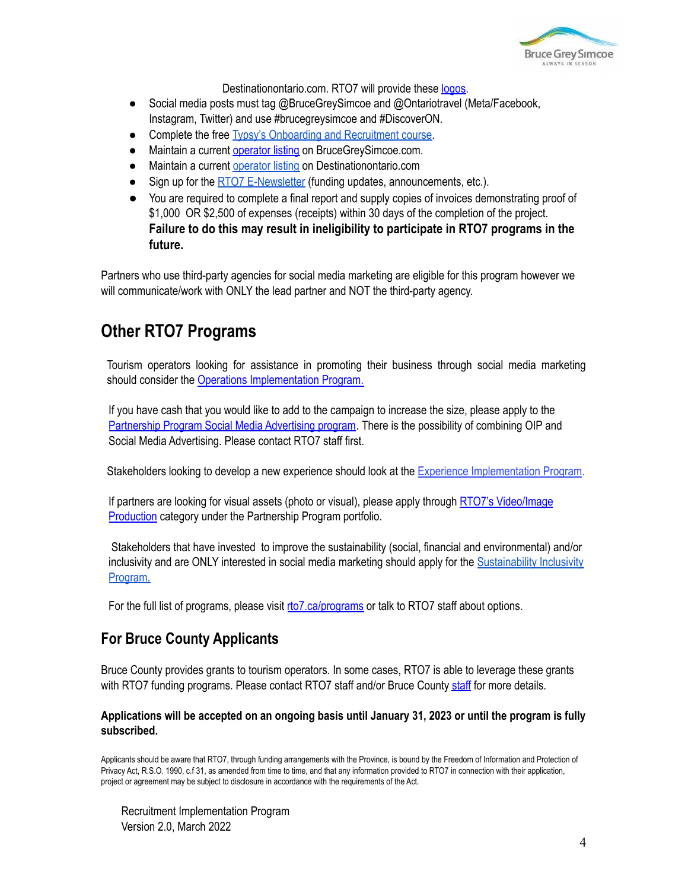Destinationontario.com. RTO7 will provide these logos.

- Social media posts must tag @BruceGreySimcoe and @Ontariotravel (Meta/Facebook, Instagram, Twitter) and use #brucegreysimcoe and #DiscoverON.
- Complete the free Typsy's Onboarding and Recruitment course.
- Maintain a current operator listing on BruceGreySimcoe.com.
- Maintain a current operator listing on Destinationontario.com
- Sign up for the RTO7 E-Newsletter (funding updates, announcements, etc.).
- You are required to complete a final report and supply copies of invoices demonstrating proof of $1,000 OR $2,500 of expenses (receipts) within 30 days of the completion of the project. **Failure to do this may result in ineligibility to participate in RTO7 programs in the future.**

Partners who use third-party agencies for social media marketing are eligible for this program however we will communicate/work with ONLY the lead partner and NOT the third-party agency.

## Other RTO7 Programs

Tourism operators looking for assistance in promoting their business through social media marketing should consider the Operations Implementation Program.

If you have cash that you would like to add to the campaign to increase the size, please apply to the Partnership Program Social Media Advertising program. There is the possibility of combining OIP and Social Media Advertising. Please contact RTO7 staff first.

Stakeholders looking to develop a new experience should look at the Experience Implementation Program.

If partners are looking for visual assets (photo or visual), please apply through RTO7's Video/Image Production category under the Partnership Program portfolio.

Stakeholders that have invested to improve the sustainability (social, financial and environmental) and/or inclusivity and are ONLY interested in social media marketing should apply for the Sustainability Inclusivity Program.

For the full list of programs, please visit rto7.ca/programs or talk to RTO7 staff about options.

## For Bruce County Applicants

Bruce County provides grants to tourism operators. In some cases, RTO7 is able to leverage these grants with RTO7 funding programs. Please contact RTO7 staff and/or Bruce County staff for more details.

**Applications will be accepted on an ongoing basis until January 31, 2023 or until the program is fully subscribed.**

Applicants should be aware that RTO7, through funding arrangements with the Province, is bound by the Freedom of Information and Protection of Privacy Act, R.S.O. 1990, c.f 31, as amended from time to time, and that any information provided to RTO7 in connection with their application, project or agreement may be subject to disclosure in accordance with the requirements of the Act.

Recruitment Implementation Program
Version 2.0, March 2022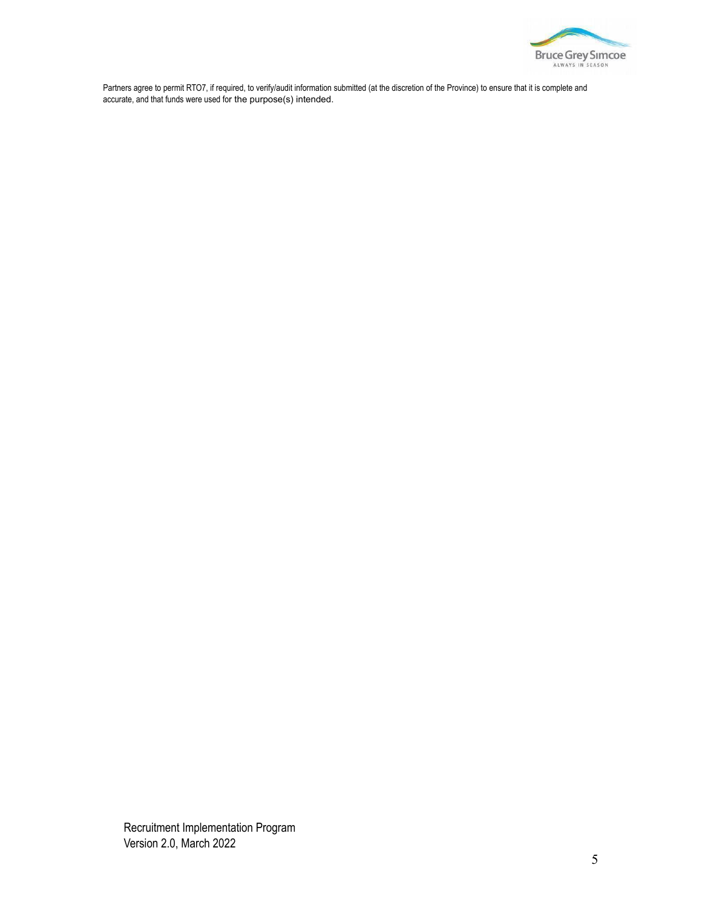Partners agree to permit RTO7, if required, to verify/audit information submitted (at the discretion of the Province) to ensure that it is complete and accurate, and that funds were used for the purpose(s) intended.